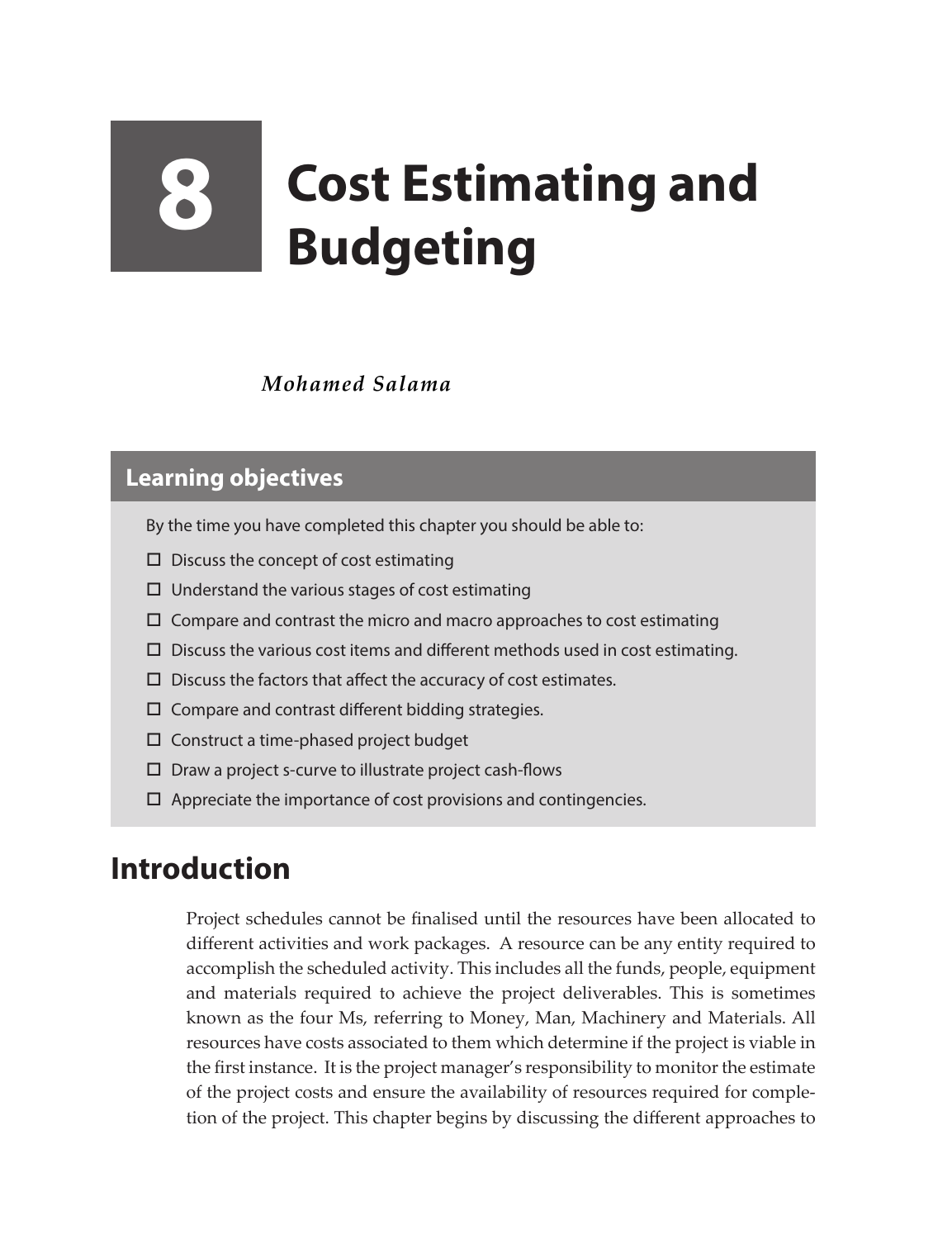# 8 Cost Estimating and Budgeting

*Mohamed Salama*

## Learning objectives

By the time you have completed this chapter you should be able to:

- ☐ Discuss the concept of cost estimating
- ☐ Understand the various stages of cost estimating
- ☐ Compare and contrast the micro and macro approaches to cost estimating
- ☐ Discuss the various cost items and different methods used in cost estimating.
- ☐ Discuss the factors that affect the accuracy of cost estimates.
- ☐ Compare and contrast different bidding strategies.
- ☐ Construct a time-phased project budget
- ☐ Draw a project s-curve to illustrate project cash-flows
- ☐ Appreciate the importance of cost provisions and contingencies.

## Introduction

Project schedules cannot be finalised until the resources have been allocated to different activities and work packages. A resource can be any entity required to accomplish the scheduled activity. This includes all the funds, people, equipment and materials required to achieve the project deliverables. This is sometimes known as the four Ms, referring to Money, Man, Machinery and Materials. All resources have costs associated to them which determine if the project is viable in the first instance. It is the project manager's responsibility to monitor the estimate of the project costs and ensure the availability of resources required for completion of the project. This chapter begins by discussing the different approaches to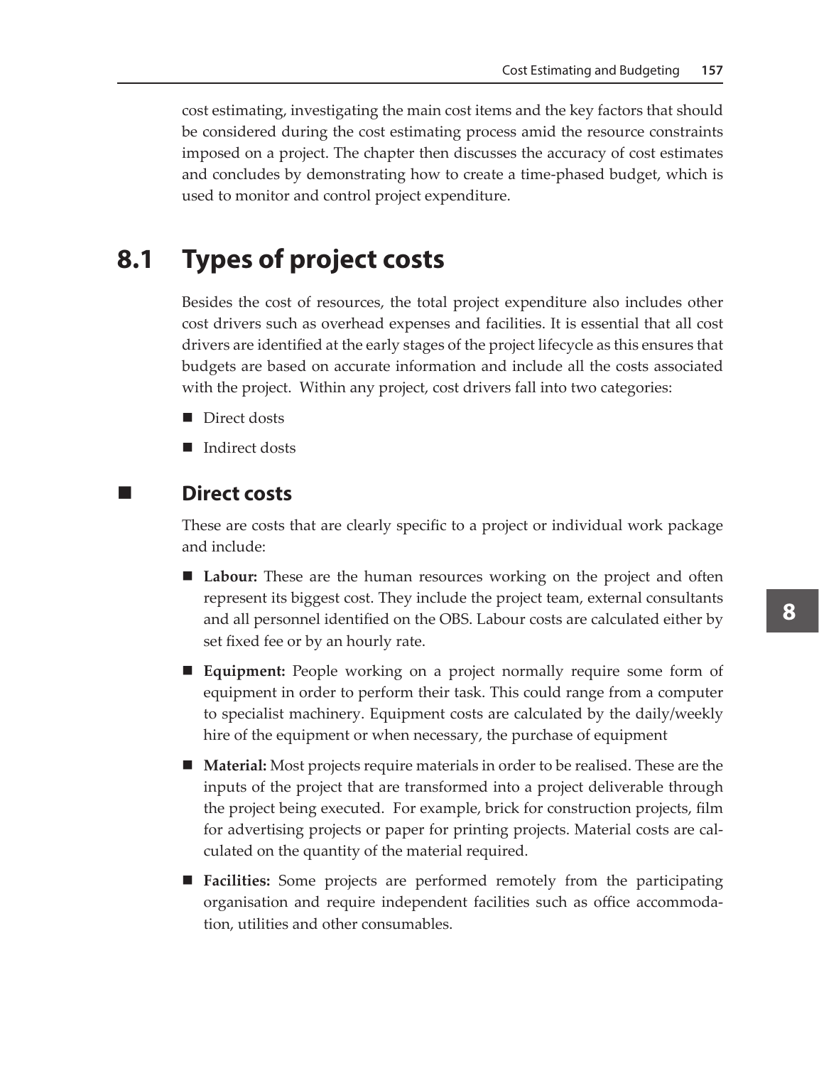cost estimating, investigating the main cost items and the key factors that should be considered during the cost estimating process amid the resource constraints imposed on a project. The chapter then discusses the accuracy of cost estimates and concludes by demonstrating how to create a time-phased budget, which is used to monitor and control project expenditure.

## 8.1 Types of project costs

Besides the cost of resources, the total project expenditure also includes other cost drivers such as overhead expenses and facilities. It is essential that all cost drivers are identified at the early stages of the project lifecycle as this ensures that budgets are based on accurate information and include all the costs associated with the project. Within any project, cost drivers fall into two categories:

- Direct dosts
- Indirect dosts

### Direct costs

These are costs that are clearly specific to a project or individual work package and include:

- **Labour:** These are the human resources working on the project and often represent its biggest cost. They include the project team, external consultants and all personnel identified on the OBS. Labour costs are calculated either by set fixed fee or by an hourly rate.
- **Equipment:** People working on a project normally require some form of equipment in order to perform their task. This could range from a computer to specialist machinery. Equipment costs are calculated by the daily/weekly hire of the equipment or when necessary, the purchase of equipment
- **Material:** Most projects require materials in order to be realised. These are the inputs of the project that are transformed into a project deliverable through the project being executed. For example, brick for construction projects, film for advertising projects or paper for printing projects. Material costs are calculated on the quantity of the material required.
- **Facilities:** Some projects are performed remotely from the participating organisation and require independent facilities such as office accommodation, utilities and other consumables.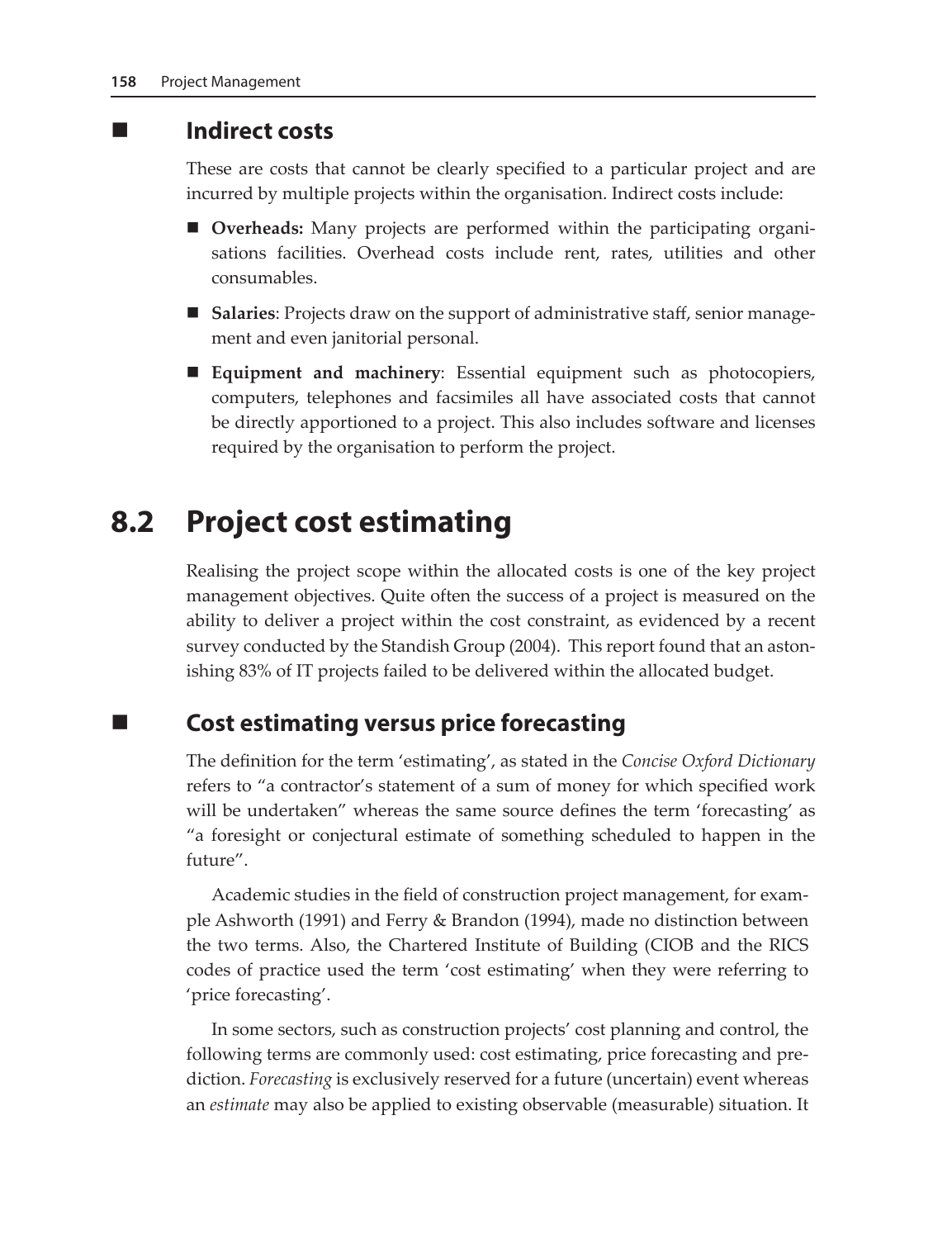### Indirect costs

These are costs that cannot be clearly specified to a particular project and are incurred by multiple projects within the organisation. Indirect costs include:

- **Overheads:** Many projects are performed within the participating organisations facilities. Overhead costs include rent, rates, utilities and other consumables.
- **Salaries**: Projects draw on the support of administrative staff, senior management and even janitorial personal.
- **Equipment and machinery**: Essential equipment such as photocopiers, computers, telephones and facsimiles all have associated costs that cannot be directly apportioned to a project. This also includes software and licenses required by the organisation to perform the project.

## 8.2 Project cost estimating

Realising the project scope within the allocated costs is one of the key project management objectives. Quite often the success of a project is measured on the ability to deliver a project within the cost constraint, as evidenced by a recent survey conducted by the Standish Group (2004). This report found that an astonishing 83% of IT projects failed to be delivered within the allocated budget.

### Cost estimating versus price forecasting

The definition for the term 'estimating', as stated in the *Concise Oxford Dictionary* refers to "a contractor's statement of a sum of money for which specified work will be undertaken" whereas the same source defines the term 'forecasting' as "a foresight or conjectural estimate of something scheduled to happen in the future".

Academic studies in the field of construction project management, for example Ashworth (1991) and Ferry & Brandon (1994), made no distinction between the two terms. Also, the Chartered Institute of Building (CIOB and the RICS codes of practice used the term 'cost estimating' when they were referring to 'price forecasting'.

In some sectors, such as construction projects' cost planning and control, the following terms are commonly used: cost estimating, price forecasting and prediction. *Forecasting* is exclusively reserved for a future (uncertain) event whereas an *estimate* may also be applied to existing observable (measurable) situation. It